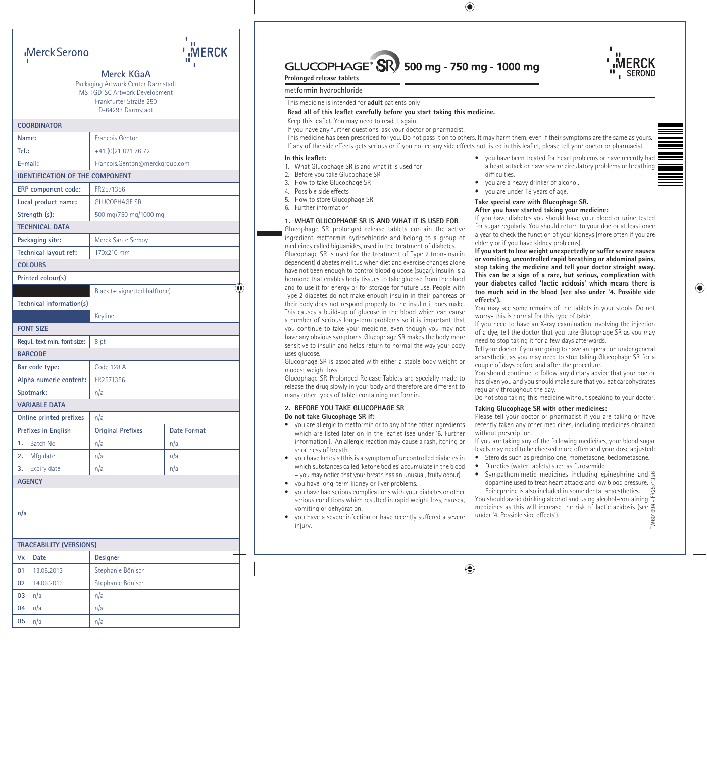MerckSerono

MERCK

## Merck KGaA

Packaging Artwork Center Darmstadt
MS-TGD-SC Artwork Development
Frankfurter Straße 250
D-64293 Darmstadt

| COORDINATOR | | |
|---|---|---|
| Name: | Francois Genton | |
| Tel.: | +41 (0)21 821 76 72 | |
| E-mail: | Francois.Genton@merckgroup.com | |
| **IDENTIFICATION OF THE COMPONENT** | | |
| ERP component code: | FR2571356 | |
| Local product name: | GLUCOPHAGE SR | |
| Strength (s): | 500 mg/750 mg/1000 mg | |
| **TECHNICAL DATA** | | |
| Packaging site: | Merck Santé Semoy | |
| Technical layout ref: | 170x210 mm | |
| **COLOURS** | | |
| Printed colour(s) | | |
| | Black (+ vignetted halftone) | |
| Technical information(s) | | |
| | Keyline | |
| **FONT SIZE** | | |
| Regul. text min. font size: | 8 pt | |
| **BARCODE** | | |
| Bar code type: | Code 128 A | |
| Alpha numeric content: | FR2571356 | |
| Spotmark: | n/a | |
| **VARIABLE DATA** | | |
| Online printed prefixes | n/a | |
| Prefixes in English | Original Prefixes | Date Format |
| 1. Batch No | n/a | n/a |
| 2. Mfg date | n/a | n/a |
| 3. Expiry date | n/a | n/a |
| **AGENCY** | | |
| n/a | | |

| TRACEABILITY (VERSIONS) | | |
|---|---|---|
| Vx | Date | Designer |
| 01 | 13.06.2013 | Stephanie Bönisch |
| 02 | 14.06.2013 | Stephanie Bönisch |
| 03 | n/a | n/a |
| 04 | n/a | n/a |
| 05 | n/a | n/a |

# GLUCOPHAGE® SR 500 mg - 750 mg - 1000 mg

**Prolonged release tablets**

metformin hydrochloride

MERCK SERONO

This medicine is intended for **adult** patients only

**Read all of this leaflet carefully before you start taking this medicine.**

Keep this leaflet. You may need to read it again.

If you have any further questions, ask your doctor or pharmacist.

This medicine has been prescribed for you. Do not pass it on to others. It may harm them, even if their symptoms are the same as yours.

If any of the side effects gets serious or if you notice any side effects not listed in this leaflet, please tell your doctor or pharmacist.

**In this leaflet:**

1. What Glucophage SR is and what it is used for
2. Before you take Glucophage SR
3. How to take Glucophage SR
4. Possible side effects
5. How to store Glucophage SR
6. Further information

## 1. WHAT GLUCOPHAGE SR IS AND WHAT IT IS USED FOR

Glucophage SR prolonged release tablets contain the active ingredient metformin hydrochloride and belong to a group of medicines called biguanides, used in the treatment of diabetes.

Glucophage SR is used for the treatment of Type 2 (non-insulin dependent) diabetes mellitus when diet and exercise changes alone have not been enough to control blood glucose (sugar). Insulin is a hormone that enables body tissues to take glucose from the blood and to use it for energy or for storage for future use. People with Type 2 diabetes do not make enough insulin in their pancreas or their body does not respond properly to the insulin it does make. This causes a build-up of glucose in the blood which can cause a number of serious long-term problems so it is important that you continue to take your medicine, even though you may not have any obvious symptoms. Glucophage SR makes the body more sensitive to insulin and helps return to normal the way your body uses glucose.

Glucophage SR is associated with either a stable body weight or modest weight loss.

Glucophage SR Prolonged Release Tablets are specially made to release the drug slowly in your body and therefore are different to many other types of tablet containing metformin.

## 2. BEFORE YOU TAKE GLUCOPHAGE SR

**Do not take Glucophage SR if:**

- you are allergic to metformin or to any of the other ingredients which are listed later on in the leaflet (see under '6. Further information'). An allergic reaction may cause a rash, itching or shortness of breath.
- you have ketosis (this is a symptom of uncontrolled diabetes in which substances called 'ketone bodies' accumulate in the blood – you may notice that your breath has an unusual, fruity odour).
- you have long-term kidney or liver problems.
- you have had serious complications with your diabetes or other serious conditions which resulted in rapid weight loss, nausea, vomiting or dehydration.
- you have a severe infection or have recently suffered a severe injury.
- you have been treated for heart problems or have recently had a heart attack or have severe circulatory problems or breathing difficulties.
- you are a heavy drinker of alcohol.
- you are under 18 years of age.

**Take special care with Glucophage SR.**

**After you have started taking your medicine:**

If you have diabetes you should have your blood or urine tested for sugar regularly. You should return to your doctor at least once a year to check the function of your kidneys (more often if you are elderly or if you have kidney problems).

**If you start to lose weight unexpectedly or suffer severe nausea or vomiting, uncontrolled rapid breathing or abdominal pains, stop taking the medicine and tell your doctor straight away. This can be a sign of a rare, but serious, complication with your diabetes called 'lactic acidosis' which means there is too much acid in the blood (see also under '4. Possible side effects').**

You may see some remains of the tablets in your stools. Do not worry- this is normal for this type of tablet.

If you need to have an X-ray examination involving the injection of a dye, tell the doctor that you take Glucophage SR as you may need to stop taking it for a few days afterwards.

Tell your doctor if you are going to have an operation under general anaesthetic, as you may need to stop taking Glucophage SR for a couple of days before and after the procedure.

You should continue to follow any dietary advice that your doctor has given you and you should make sure that you eat carbohydrates regularly throughout the day.

Do not stop taking this medicine without speaking to your doctor.

**Taking Glucophage SR with other medicines:**

Please tell your doctor or pharmacist if you are taking or have recently taken any other medicines, including medicines obtained without prescription.

If you are taking any of the following medicines, your blood sugar levels may need to be checked more often and your dose adjusted:

- Steroids such as prednisolone, mometasone, beclometasone.
- Diuretics (water tablets) such as furosemide.
- Sympathomimetic medicines including epinephrine and dopamine used to treat heart attacks and low blood pressure. Epinephrine is also included in some dental anaesthetics.

You should avoid drinking alcohol and using alcohol-containing medicines as this will increase the risk of lactic acidosis (see under '4. Possible side effects').

TW601694 - FR2571356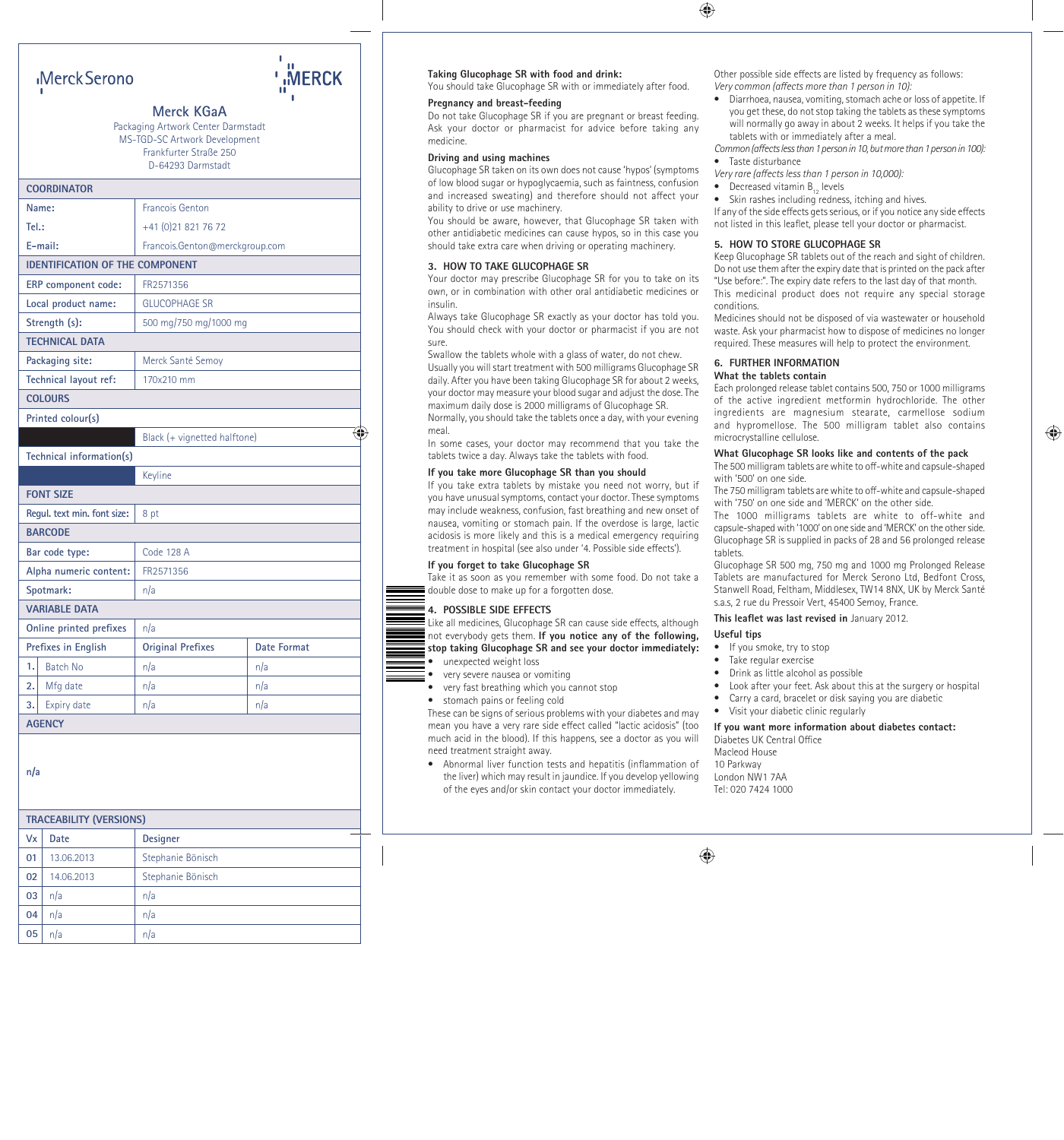Merck Serono

MERCK

**Merck KGaA**
Packaging Artwork Center Darmstadt
MS-TGD-SC Artwork Development
Frankfurter Straße 250
D-64293 Darmstadt

| | | |
|---|---|---|
| **COORDINATOR** | | |
| Name: | Francois Genton | |
| Tel.: | +41 (0)21 821 76 72 | |
| E-mail: | Francois.Genton@merckgroup.com | |
| **IDENTIFICATION OF THE COMPONENT** | | |
| ERP component code: | FR2571356 | |
| Local product name: | GLUCOPHAGE SR | |
| Strength (s): | 500 mg/750 mg/1000 mg | |
| **TECHNICAL DATA** | | |
| Packaging site: | Merck Santé Semoy | |
| Technical layout ref: | 170x210 mm | |
| **COLOURS** | | |
| Printed colour(s) | | |
| | Black (+ vignetted halftone) | |
| Technical information(s) | | |
| | Keyline | |
| **FONT SIZE** | | |
| Regul. text min. font size: | 8 pt | |
| **BARCODE** | | |
| Bar code type: | Code 128 A | |
| Alpha numeric content: | FR2571356 | |
| Spotmark: | n/a | |
| **VARIABLE DATA** | | |
| Online printed prefixes | n/a | |
| Prefixes in English | Original Prefixes | Date Format |
| 1. Batch No | n/a | n/a |
| 2. Mfg date | n/a | n/a |
| 3. Expiry date | n/a | n/a |
| **AGENCY** | | |
| n/a | | |

| | | |
|---|---|---|
| **TRACEABILITY (VERSIONS)** | | |
| Vx | Date | Designer |
| 01 | 13.06.2013 | Stephanie Bönisch |
| 02 | 14.06.2013 | Stephanie Bönisch |
| 03 | n/a | n/a |
| 04 | n/a | n/a |
| 05 | n/a | n/a |

**Taking Glucophage SR with food and drink:**
You should take Glucophage SR with or immediately after food.

**Pregnancy and breast-feeding**
Do not take Glucophage SR if you are pregnant or breast feeding. Ask your doctor or pharmacist for advice before taking any medicine.

**Driving and using machines**
Glucophage SR taken on its own does not cause 'hypos' (symptoms of low blood sugar or hypoglycaemia, such as faintness, confusion and increased sweating) and therefore should not affect your ability to drive or use machinery.
You should be aware, however, that Glucophage SR taken with other antidiabetic medicines can cause hypos, so in this case you should take extra care when driving or operating machinery.

## 3. HOW TO TAKE GLUCOPHAGE SR

Your doctor may prescribe Glucophage SR for you to take on its own, or in combination with other oral antidiabetic medicines or insulin.
Always take Glucophage SR exactly as your doctor has told you. You should check with your doctor or pharmacist if you are not sure.
Swallow the tablets whole with a glass of water, do not chew.
Usually you will start treatment with 500 milligrams Glucophage SR daily. After you have been taking Glucophage SR for about 2 weeks, your doctor may measure your blood sugar and adjust the dose. The maximum daily dose is 2000 milligrams of Glucophage SR.
Normally, you should take the tablets once a day, with your evening meal.
In some cases, your doctor may recommend that you take the tablets twice a day. Always take the tablets with food.

**If you take more Glucophage SR than you should**
If you take extra tablets by mistake you need not worry, but if you have unusual symptoms, contact your doctor. These symptoms may include weakness, confusion, fast breathing and new onset of nausea, vomiting or stomach pain. If the overdose is large, lactic acidosis is more likely and this is a medical emergency requiring treatment in hospital (see also under '4. Possible side effects').

**If you forget to take Glucophage SR**
Take it as soon as you remember with some food. Do not take a double dose to make up for a forgotten dose.

## 4. POSSIBLE SIDE EFFECTS

Like all medicines, Glucophage SR can cause side effects, although not everybody gets them. **If you notice any of the following, stop taking Glucophage SR and see your doctor immediately:**

- unexpected weight loss
- very severe nausea or vomiting
- very fast breathing which you cannot stop
- stomach pains or feeling cold

These can be signs of serious problems with your diabetes and may mean you have a very rare side effect called "lactic acidosis" (too much acid in the blood). If this happens, see a doctor as you will need treatment straight away.

- Abnormal liver function tests and hepatitis (inflammation of the liver) which may result in jaundice. If you develop yellowing of the eyes and/or skin contact your doctor immediately.

Other possible side effects are listed by frequency as follows:
*Very common (affects more than 1 person in 10):*

- Diarrhoea, nausea, vomiting, stomach ache or loss of appetite. If you get these, do not stop taking the tablets as these symptoms will normally go away in about 2 weeks. It helps if you take the tablets with or immediately after a meal.

*Common (affects less than 1 person in 10, but more than 1 person in 100):*

- Taste disturbance

*Very rare (affects less than 1 person in 10,000):*

- Decreased vitamin $B_{12}$ levels
- Skin rashes including redness, itching and hives.

If any of the side effects gets serious, or if you notice any side effects not listed in this leaflet, please tell your doctor or pharmacist.

## 5. HOW TO STORE GLUCOPHAGE SR

Keep Glucophage SR tablets out of the reach and sight of children.
Do not use them after the expiry date that is printed on the pack after "Use before:". The expiry date refers to the last day of that month.
This medicinal product does not require any special storage conditions.
Medicines should not be disposed of via wastewater or household waste. Ask your pharmacist how to dispose of medicines no longer required. These measures will help to protect the environment.

## 6. FURTHER INFORMATION

**What the tablets contain**
Each prolonged release tablet contains 500, 750 or 1000 milligrams of the active ingredient metformin hydrochloride. The other ingredients are magnesium stearate, carmellose sodium and hypromellose. The 500 milligram tablet also contains microcrystalline cellulose.

**What Glucophage SR looks like and contents of the pack**
The 500 milligram tablets are white to off-white and capsule-shaped with '500' on one side.
The 750 milligram tablets are white to off-white and capsule-shaped with '750' on one side and 'MERCK' on the other side.
The 1000 milligrams tablets are white to off-white and capsule-shaped with '1000' on one side and 'MERCK' on the other side.
Glucophage SR is supplied in packs of 28 and 56 prolonged release tablets.
Glucophage SR 500 mg, 750 mg and 1000 mg Prolonged Release Tablets are manufactured for Merck Serono Ltd, Bedfont Cross, Stanwell Road, Feltham, Middlesex, TW14 8NX, UK by Merck Santé s.a.s, 2 rue du Pressoir Vert, 45400 Semoy, France.

**This leaflet was last revised in** January 2012.

**Useful tips**

- If you smoke, try to stop
- Take regular exercise
- Drink as little alcohol as possible
- Look after your feet. Ask about this at the surgery or hospital
- Carry a card, bracelet or disk saying you are diabetic
- Visit your diabetic clinic regularly

**If you want more information about diabetes contact:**
Diabetes UK Central Office
Macleod House
10 Parkway
London NW1 7AA
Tel: 020 7424 1000